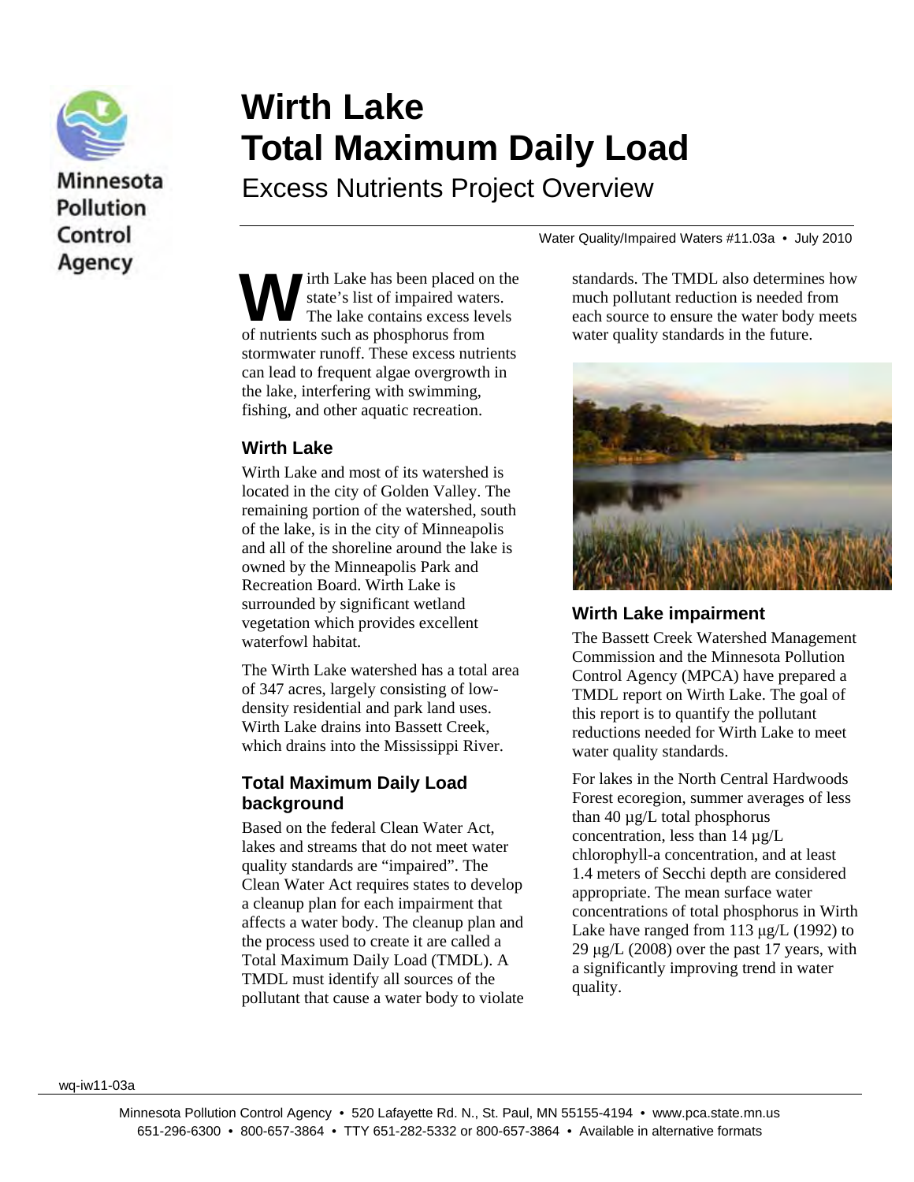# Wirth Lake Total Maximum Daily Load

## Excess Nutrients Project Overview

Water Quality/Impaired Waters #11.03a • July 2010

Wirth Lake has been placed on the state's list of impaired waters. The lake contains excess levels of nutrients such as phosphorus from stormwater runoff. These excess nutrients can lead to frequent algae overgrowth in the lake, interfering with swimming, fishing, and other aquatic recreation.

### Wirth Lake

Wirth Lake and most of its watershed is located in the city of Golden Valley. The remaining portion of the watershed, south of the lake, is in the city of Minneapolis and all of the shoreline around the lake is owned by the Minneapolis Park and Recreation Board. Wirth Lake is surrounded by significant wetland vegetation which provides excellent waterfowl habitat.

The Wirth Lake watershed has a total area of 347 acres, largely consisting of low-density residential and park land uses. Wirth Lake drains into Bassett Creek, which drains into the Mississippi River.

### Total Maximum Daily Load background

Based on the federal Clean Water Act, lakes and streams that do not meet water quality standards are "impaired". The Clean Water Act requires states to develop a cleanup plan for each impairment that affects a water body. The cleanup plan and the process used to create it are called a Total Maximum Daily Load (TMDL). A TMDL must identify all sources of the pollutant that cause a water body to violate standards. The TMDL also determines how much pollutant reduction is needed from each source to ensure the water body meets water quality standards in the future.

### Wirth Lake impairment

The Bassett Creek Watershed Management Commission and the Minnesota Pollution Control Agency (MPCA) have prepared a TMDL report on Wirth Lake. The goal of this report is to quantify the pollutant reductions needed for Wirth Lake to meet water quality standards.

For lakes in the North Central Hardwoods Forest ecoregion, summer averages of less than 40 µg/L total phosphorus concentration, less than 14 µg/L chlorophyll-a concentration, and at least 1.4 meters of Secchi depth are considered appropriate. The mean surface water concentrations of total phosphorus in Wirth Lake have ranged from 113 µg/L (1992) to 29 µg/L (2008) over the past 17 years, with a significantly improving trend in water quality.

wq-iw11-03a

Minnesota Pollution Control Agency • 520 Lafayette Rd. N., St. Paul, MN 55155-4194 • www.pca.state.mn.us
651-296-6300 • 800-657-3864 • TTY 651-282-5332 or 800-657-3864 • Available in alternative formats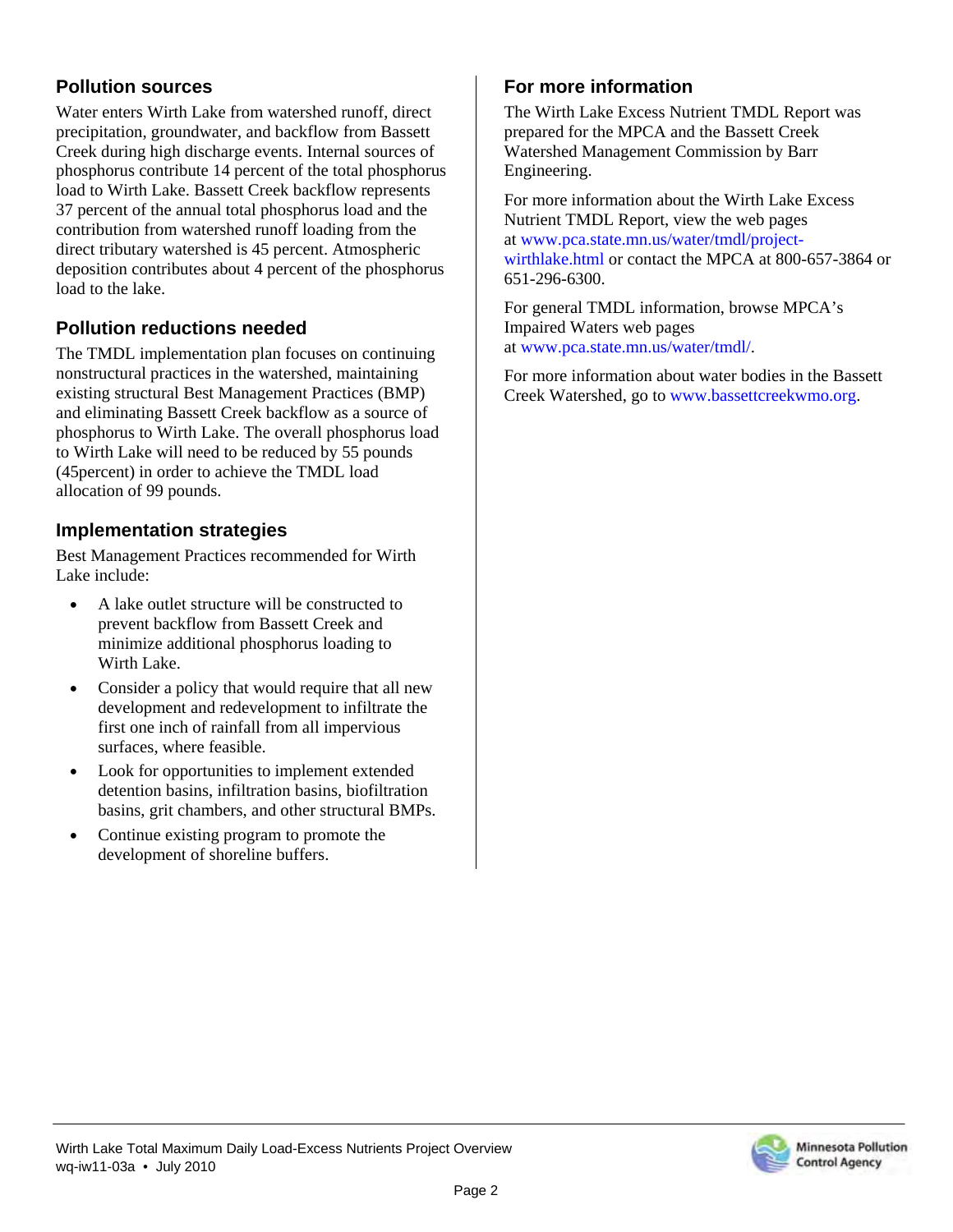## Pollution sources

Water enters Wirth Lake from watershed runoff, direct precipitation, groundwater, and backflow from Bassett Creek during high discharge events. Internal sources of phosphorus contribute 14 percent of the total phosphorus load to Wirth Lake. Bassett Creek backflow represents 37 percent of the annual total phosphorus load and the contribution from watershed runoff loading from the direct tributary watershed is 45 percent. Atmospheric deposition contributes about 4 percent of the phosphorus load to the lake.

## Pollution reductions needed

The TMDL implementation plan focuses on continuing nonstructural practices in the watershed, maintaining existing structural Best Management Practices (BMP) and eliminating Bassett Creek backflow as a source of phosphorus to Wirth Lake. The overall phosphorus load to Wirth Lake will need to be reduced by 55 pounds (45percent) in order to achieve the TMDL load allocation of 99 pounds.

## Implementation strategies

Best Management Practices recommended for Wirth Lake include:

- A lake outlet structure will be constructed to prevent backflow from Bassett Creek and minimize additional phosphorus loading to Wirth Lake.
- Consider a policy that would require that all new development and redevelopment to infiltrate the first one inch of rainfall from all impervious surfaces, where feasible.
- Look for opportunities to implement extended detention basins, infiltration basins, biofiltration basins, grit chambers, and other structural BMPs.
- Continue existing program to promote the development of shoreline buffers.

## For more information

The Wirth Lake Excess Nutrient TMDL Report was prepared for the MPCA and the Bassett Creek Watershed Management Commission by Barr Engineering.

For more information about the Wirth Lake Excess Nutrient TMDL Report, view the web pages at www.pca.state.mn.us/water/tmdl/project-wirthlake.html or contact the MPCA at 800-657-3864 or 651-296-6300.

For general TMDL information, browse MPCA's Impaired Waters web pages at www.pca.state.mn.us/water/tmdl/.

For more information about water bodies in the Bassett Creek Watershed, go to www.bassettcreekwmo.org.